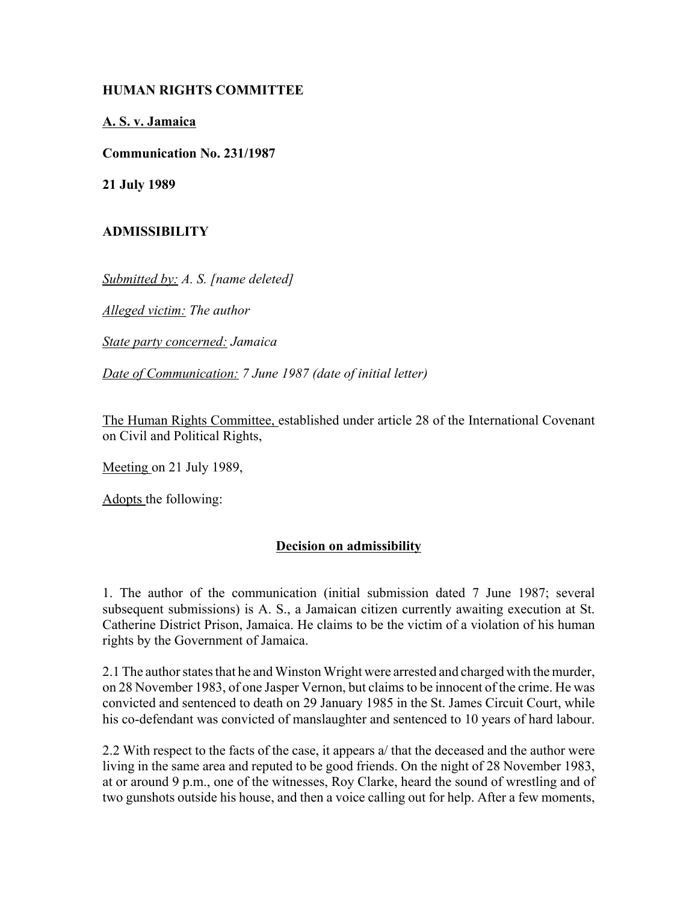**HUMAN RIGHTS COMMITTEE**

**A. S. v. Jamaica**

**Communication No. 231/1987**

**21 July 1989**

**ADMISSIBILITY**

*Submitted by: A. S. [name deleted]*

*Alleged victim: The author*

*State party concerned: Jamaica*

*Date of Communication: 7 June 1987 (date of initial letter)*

The Human Rights Committee, established under article 28 of the International Covenant on Civil and Political Rights,

Meeting on 21 July 1989,

Adopts the following:

**Decision on admissibility**

1. The author of the communication (initial submission dated 7 June 1987; several subsequent submissions) is A. S., a Jamaican citizen currently awaiting execution at St. Catherine District Prison, Jamaica. He claims to be the victim of a violation of his human rights by the Government of Jamaica.

2.1 The author states that he and Winston Wright were arrested and charged with the murder, on 28 November 1983, of one Jasper Vernon, but claims to be innocent of the crime. He was convicted and sentenced to death on 29 January 1985 in the St. James Circuit Court, while his co-defendant was convicted of manslaughter and sentenced to 10 years of hard labour.

2.2 With respect to the facts of the case, it appears a/ that the deceased and the author were living in the same area and reputed to be good friends. On the night of 28 November 1983, at or around 9 p.m., one of the witnesses, Roy Clarke, heard the sound of wrestling and of two gunshots outside his house, and then a voice calling out for help. After a few moments,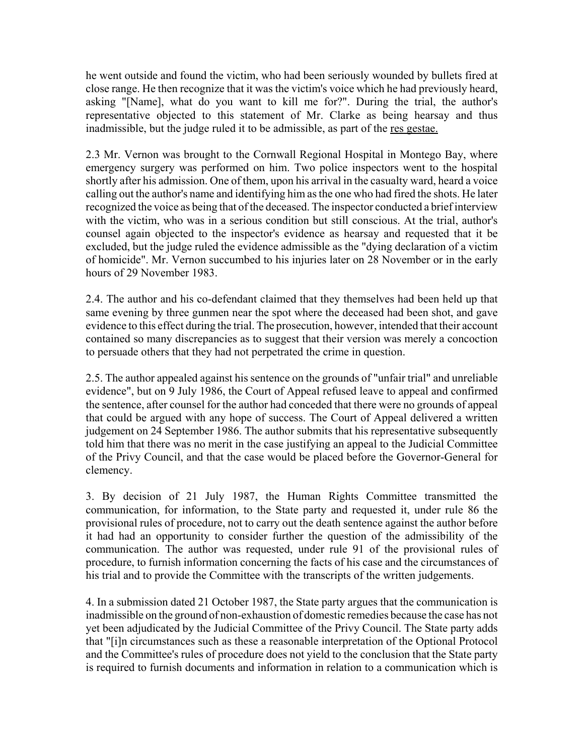he went outside and found the victim, who had been seriously wounded by bullets fired at close range. He then recognize that it was the victim's voice which he had previously heard, asking "[Name], what do you want to kill me for?". During the trial, the author's representative objected to this statement of Mr. Clarke as being hearsay and thus inadmissible, but the judge ruled it to be admissible, as part of the res gestae.

2.3 Mr. Vernon was brought to the Cornwall Regional Hospital in Montego Bay, where emergency surgery was performed on him. Two police inspectors went to the hospital shortly after his admission. One of them, upon his arrival in the casualty ward, heard a voice calling out the author's name and identifying him as the one who had fired the shots. He later recognized the voice as being that of the deceased. The inspector conducted a brief interview with the victim, who was in a serious condition but still conscious. At the trial, author's counsel again objected to the inspector's evidence as hearsay and requested that it be excluded, but the judge ruled the evidence admissible as the "dying declaration of a victim of homicide". Mr. Vernon succumbed to his injuries later on 28 November or in the early hours of 29 November 1983.

2.4. The author and his co-defendant claimed that they themselves had been held up that same evening by three gunmen near the spot where the deceased had been shot, and gave evidence to this effect during the trial. The prosecution, however, intended that their account contained so many discrepancies as to suggest that their version was merely a concoction to persuade others that they had not perpetrated the crime in question.

2.5. The author appealed against his sentence on the grounds of "unfair trial" and unreliable evidence", but on 9 July 1986, the Court of Appeal refused leave to appeal and confirmed the sentence, after counsel for the author had conceded that there were no grounds of appeal that could be argued with any hope of success. The Court of Appeal delivered a written judgement on 24 September 1986. The author submits that his representative subsequently told him that there was no merit in the case justifying an appeal to the Judicial Committee of the Privy Council, and that the case would be placed before the Governor-General for clemency.

3. By decision of 21 July 1987, the Human Rights Committee transmitted the communication, for information, to the State party and requested it, under rule 86 the provisional rules of procedure, not to carry out the death sentence against the author before it had had an opportunity to consider further the question of the admissibility of the communication. The author was requested, under rule 91 of the provisional rules of procedure, to furnish information concerning the facts of his case and the circumstances of his trial and to provide the Committee with the transcripts of the written judgements.

4. In a submission dated 21 October 1987, the State party argues that the communication is inadmissible on the ground of non-exhaustion of domestic remedies because the case has not yet been adjudicated by the Judicial Committee of the Privy Council. The State party adds that "[i]n circumstances such as these a reasonable interpretation of the Optional Protocol and the Committee's rules of procedure does not yield to the conclusion that the State party is required to furnish documents and information in relation to a communication which is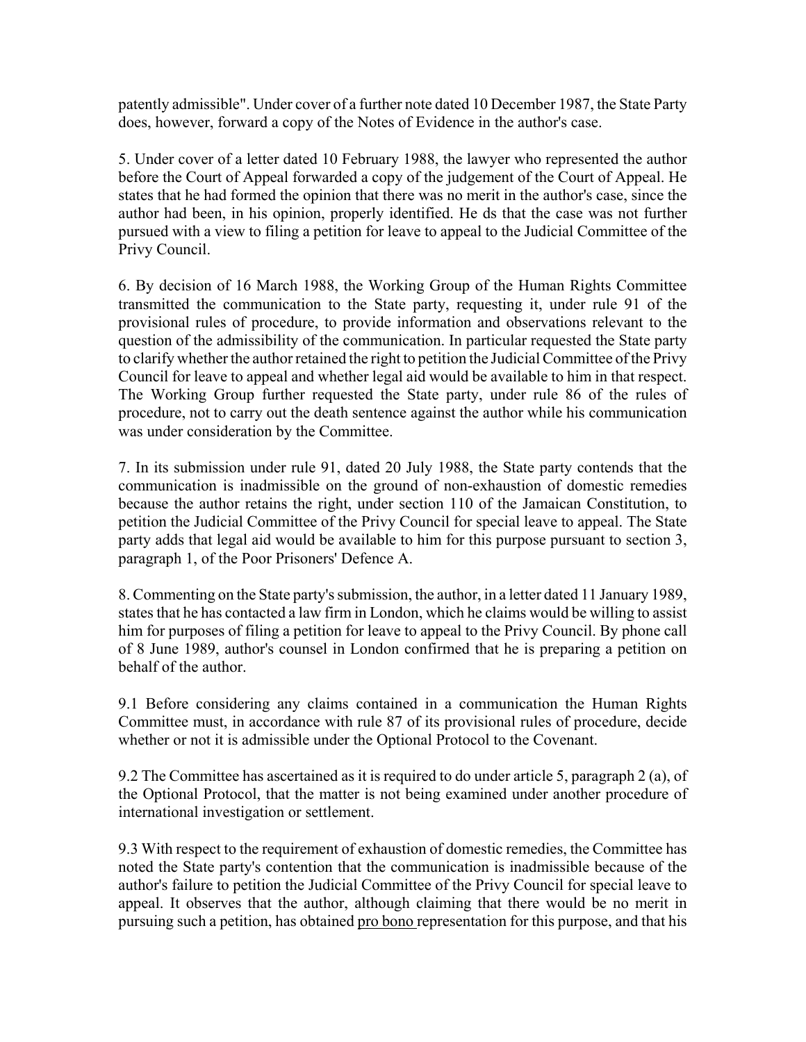patently admissible". Under cover of a further note dated 10 December 1987, the State Party does, however, forward a copy of the Notes of Evidence in the author's case.

5. Under cover of a letter dated 10 February 1988, the lawyer who represented the author before the Court of Appeal forwarded a copy of the judgement of the Court of Appeal. He states that he had formed the opinion that there was no merit in the author's case, since the author had been, in his opinion, properly identified. He ds that the case was not further pursued with a view to filing a petition for leave to appeal to the Judicial Committee of the Privy Council.

6. By decision of 16 March 1988, the Working Group of the Human Rights Committee transmitted the communication to the State party, requesting it, under rule 91 of the provisional rules of procedure, to provide information and observations relevant to the question of the admissibility of the communication. In particular requested the State party to clarify whether the author retained the right to petition the Judicial Committee of the Privy Council for leave to appeal and whether legal aid would be available to him in that respect. The Working Group further requested the State party, under rule 86 of the rules of procedure, not to carry out the death sentence against the author while his communication was under consideration by the Committee.

7. In its submission under rule 91, dated 20 July 1988, the State party contends that the communication is inadmissible on the ground of non-exhaustion of domestic remedies because the author retains the right, under section 110 of the Jamaican Constitution, to petition the Judicial Committee of the Privy Council for special leave to appeal. The State party adds that legal aid would be available to him for this purpose pursuant to section 3, paragraph 1, of the Poor Prisoners' Defence A.

8. Commenting on the State party's submission, the author, in a letter dated 11 January 1989, states that he has contacted a law firm in London, which he claims would be willing to assist him for purposes of filing a petition for leave to appeal to the Privy Council. By phone call of 8 June 1989, author's counsel in London confirmed that he is preparing a petition on behalf of the author.

9.1 Before considering any claims contained in a communication the Human Rights Committee must, in accordance with rule 87 of its provisional rules of procedure, decide whether or not it is admissible under the Optional Protocol to the Covenant.

9.2 The Committee has ascertained as it is required to do under article 5, paragraph 2 (a), of the Optional Protocol, that the matter is not being examined under another procedure of international investigation or settlement.

9.3 With respect to the requirement of exhaustion of domestic remedies, the Committee has noted the State party's contention that the communication is inadmissible because of the author's failure to petition the Judicial Committee of the Privy Council for special leave to appeal. It observes that the author, although claiming that there would be no merit in pursuing such a petition, has obtained pro bono representation for this purpose, and that his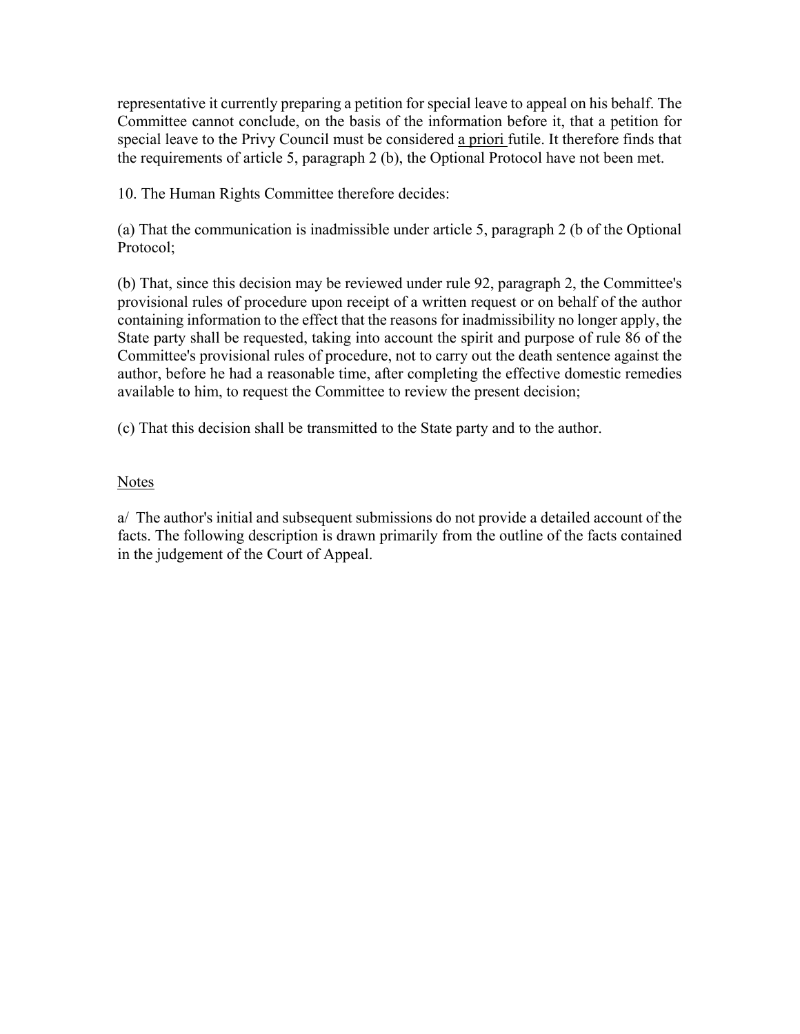representative it currently preparing a petition for special leave to appeal on his behalf. The Committee cannot conclude, on the basis of the information before it, that a petition for special leave to the Privy Council must be considered a priori futile. It therefore finds that the requirements of article 5, paragraph 2 (b), the Optional Protocol have not been met.

10. The Human Rights Committee therefore decides:

(a) That the communication is inadmissible under article 5, paragraph 2 (b of the Optional Protocol;

(b) That, since this decision may be reviewed under rule 92, paragraph 2, the Committee's provisional rules of procedure upon receipt of a written request or on behalf of the author containing information to the effect that the reasons for inadmissibility no longer apply, the State party shall be requested, taking into account the spirit and purpose of rule 86 of the Committee's provisional rules of procedure, not to carry out the death sentence against the author, before he had a reasonable time, after completing the effective domestic remedies available to him, to request the Committee to review the present decision;

(c) That this decision shall be transmitted to the State party and to the author.

Notes

a/ The author's initial and subsequent submissions do not provide a detailed account of the facts. The following description is drawn primarily from the outline of the facts contained in the judgement of the Court of Appeal.